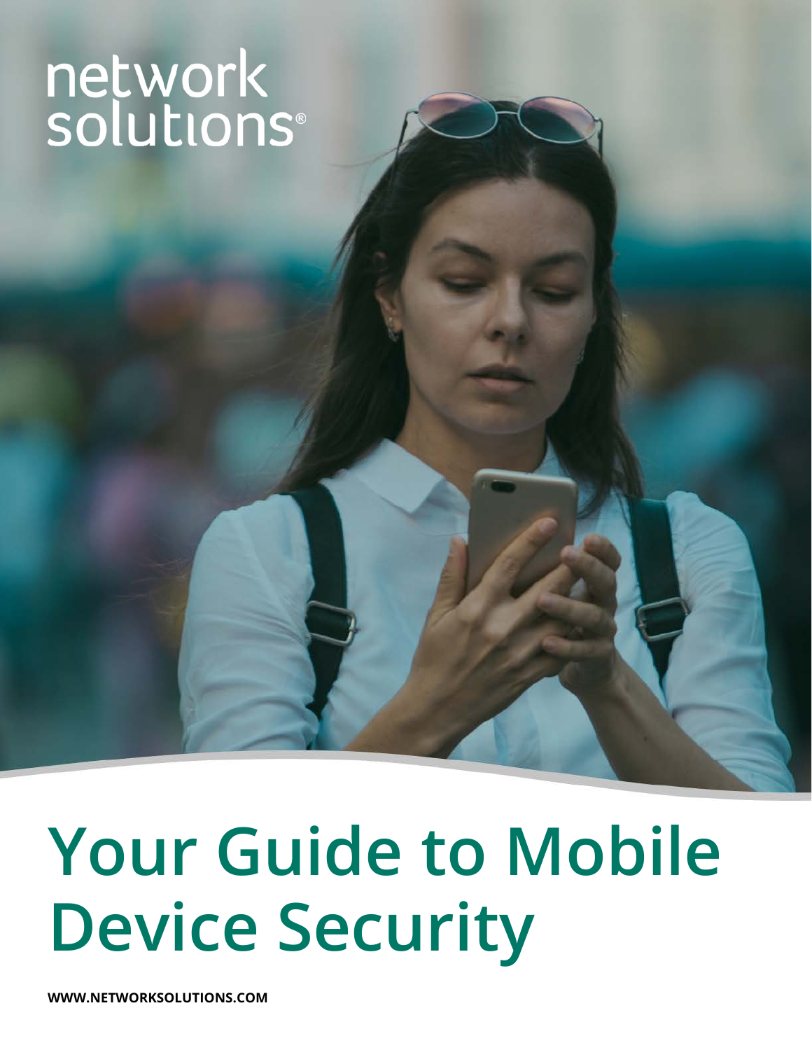network solutions®

# Your Guide to Mobile Device Security

**WWW.NETWORKSOLUTIONS.COM**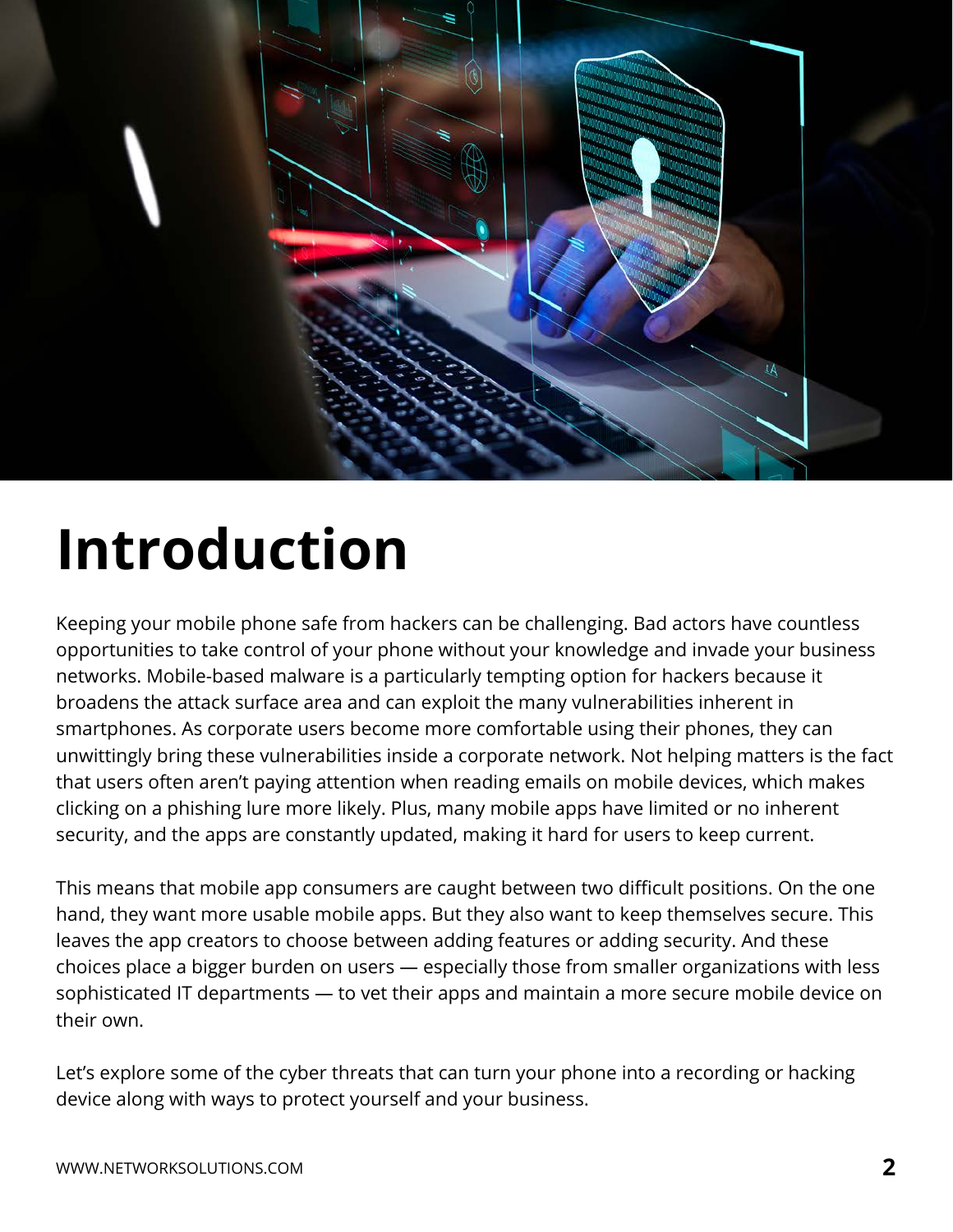# Introduction

Keeping your mobile phone safe from hackers can be challenging. Bad actors have countless opportunities to take control of your phone without your knowledge and invade your business networks. Mobile-based malware is a particularly tempting option for hackers because it broadens the attack surface area and can exploit the many vulnerabilities inherent in smartphones. As corporate users become more comfortable using their phones, they can unwittingly bring these vulnerabilities inside a corporate network. Not helping matters is the fact that users often aren't paying attention when reading emails on mobile devices, which makes clicking on a phishing lure more likely. Plus, many mobile apps have limited or no inherent security, and the apps are constantly updated, making it hard for users to keep current.

This means that mobile app consumers are caught between two difficult positions. On the one hand, they want more usable mobile apps. But they also want to keep themselves secure. This leaves the app creators to choose between adding features or adding security. And these choices place a bigger burden on users — especially those from smaller organizations with less sophisticated IT departments — to vet their apps and maintain a more secure mobile device on their own.

Let's explore some of the cyber threats that can turn your phone into a recording or hacking device along with ways to protect yourself and your business.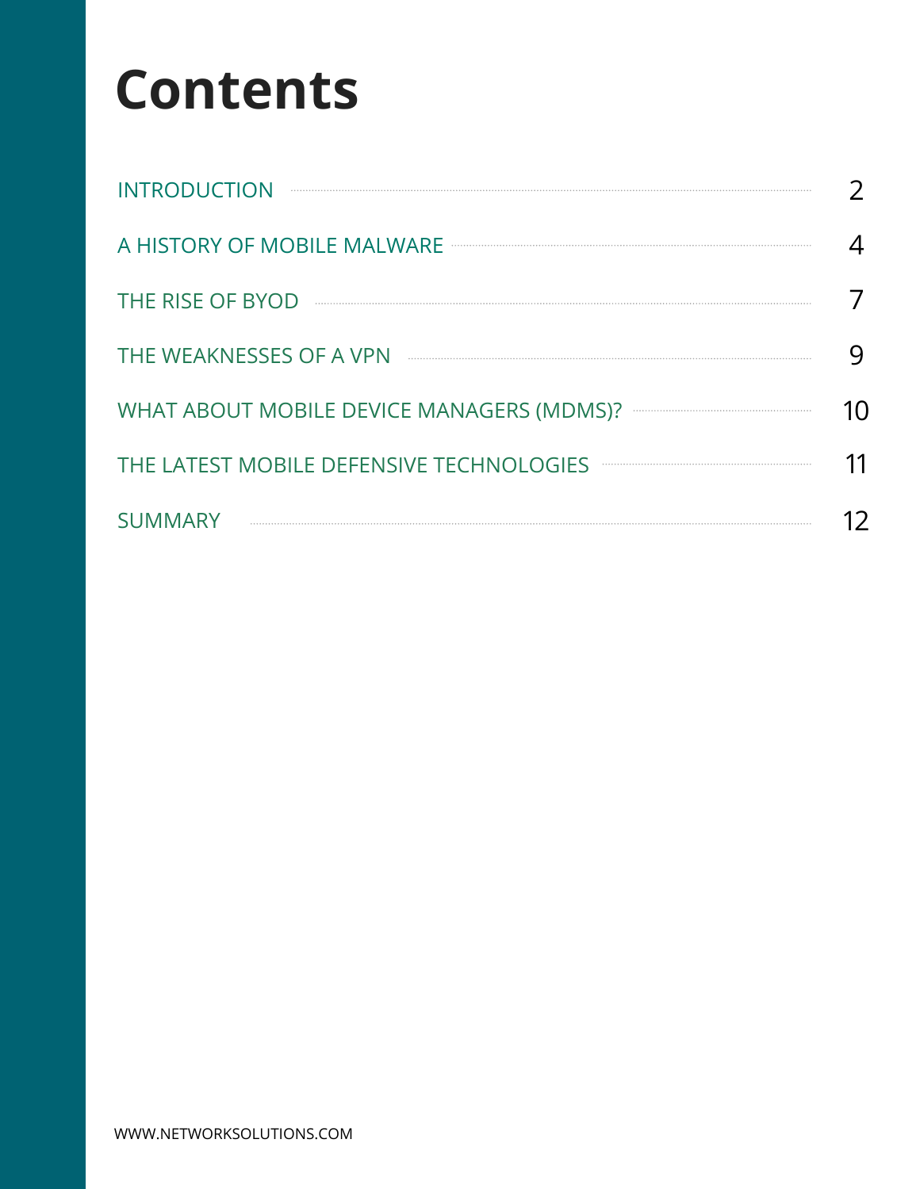# Contents

| | |
|---|---|
| INTRODUCTION | 2 |
| A HISTORY OF MOBILE MALWARE | 4 |
| THE RISE OF BYOD | 7 |
| THE WEAKNESSES OF A VPN | 9 |
| WHAT ABOUT MOBILE DEVICE MANAGERS (MDMS)? | 10 |
| THE LATEST MOBILE DEFENSIVE TECHNOLOGIES | 11 |
| SUMMARY | 12 |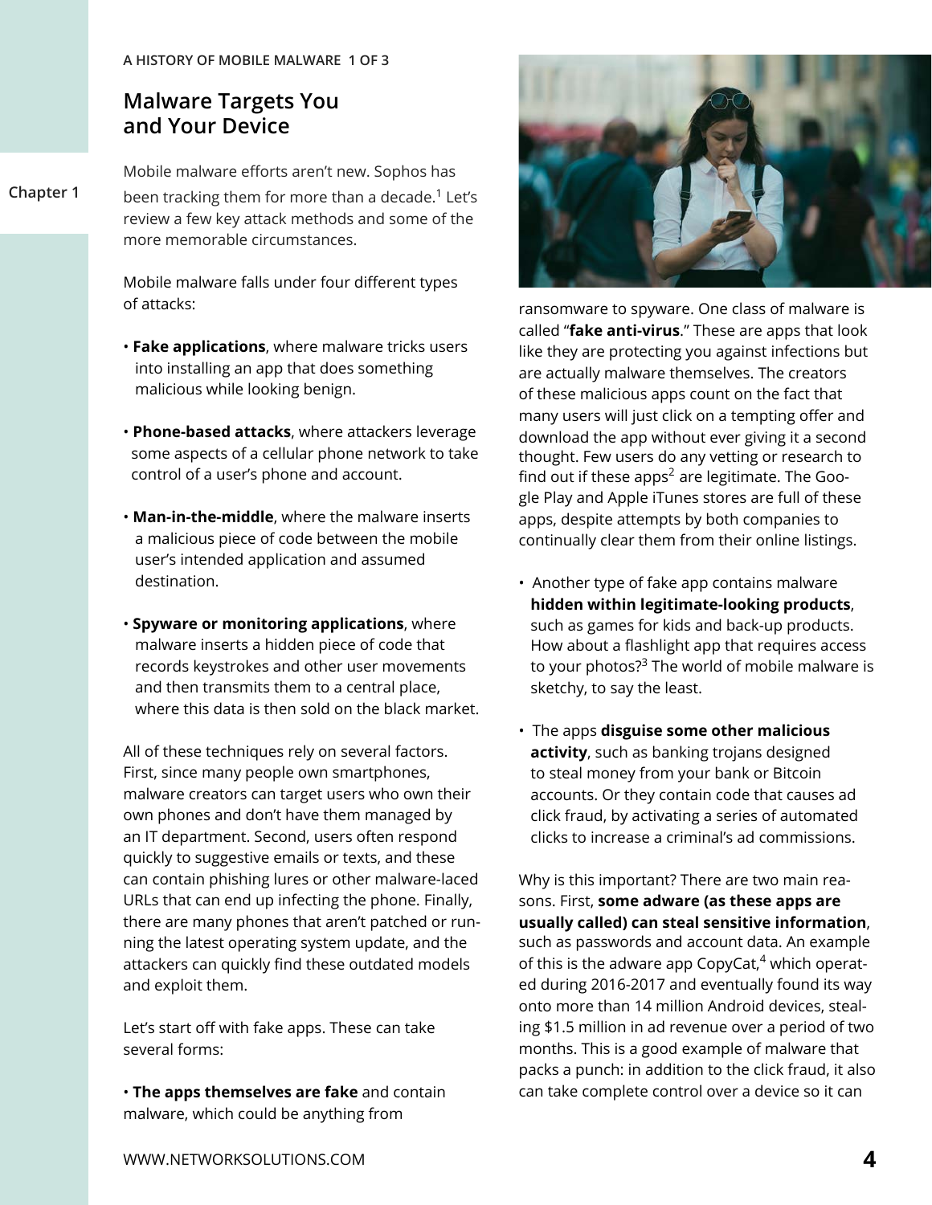## Malware Targets You and Your Device

Chapter 1

Mobile malware efforts aren't new. Sophos has been tracking them for more than a decade.[1] Let's review a few key attack methods and some of the more memorable circumstances.

Mobile malware falls under four different types of attacks:

- **Fake applications**, where malware tricks users into installing an app that does something malicious while looking benign.
- **Phone-based attacks**, where attackers leverage some aspects of a cellular phone network to take control of a user's phone and account.
- **Man-in-the-middle**, where the malware inserts a malicious piece of code between the mobile user's intended application and assumed destination.
- **Spyware or monitoring applications**, where malware inserts a hidden piece of code that records keystrokes and other user movements and then transmits them to a central place, where this data is then sold on the black market.

All of these techniques rely on several factors. First, since many people own smartphones, malware creators can target users who own their own phones and don't have them managed by an IT department. Second, users often respond quickly to suggestive emails or texts, and these can contain phishing lures or other malware-laced URLs that can end up infecting the phone. Finally, there are many phones that aren't patched or running the latest operating system update, and the attackers can quickly find these outdated models and exploit them.

Let's start off with fake apps. These can take several forms:

- **The apps themselves are fake** and contain malware, which could be anything from ransomware to spyware. One class of malware is called "**fake anti-virus**." These are apps that look like they are protecting you against infections but are actually malware themselves. The creators of these malicious apps count on the fact that many users will just click on a tempting offer and download the app without ever giving it a second thought. Few users do any vetting or research to find out if these apps[2] are legitimate. The Google Play and Apple iTunes stores are full of these apps, despite attempts by both companies to continually clear them from their online listings.
- Another type of fake app contains malware **hidden within legitimate-looking products**, such as games for kids and back-up products. How about a flashlight app that requires access to your photos?[3] The world of mobile malware is sketchy, to say the least.
- The apps **disguise some other malicious activity**, such as banking trojans designed to steal money from your bank or Bitcoin accounts. Or they contain code that causes ad click fraud, by activating a series of automated clicks to increase a criminal's ad commissions.

Why is this important? There are two main reasons. First, **some adware (as these apps are usually called) can steal sensitive information**, such as passwords and account data. An example of this is the adware app CopyCat,[4] which operated during 2016-2017 and eventually found its way onto more than 14 million Android devices, stealing $1.5 million in ad revenue over a period of two months. This is a good example of malware that packs a punch: in addition to the click fraud, it also can take complete control over a device so it can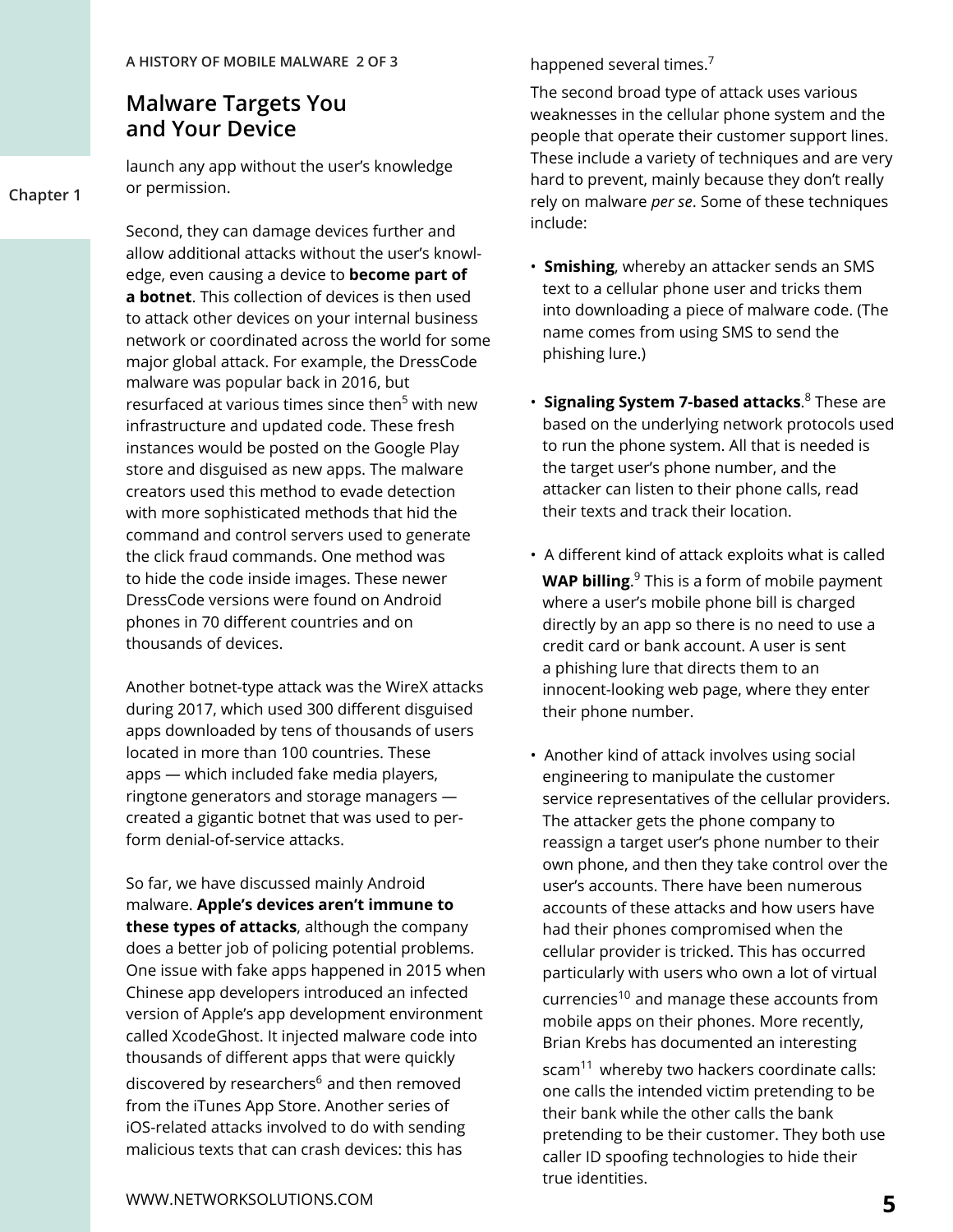## Malware Targets You and Your Device

launch any app without the user's knowledge or permission.

Second, they can damage devices further and allow additional attacks without the user's knowledge, even causing a device to **become part of a botnet**. This collection of devices is then used to attack other devices on your internal business network or coordinated across the world for some major global attack. For example, the DressCode malware was popular back in 2016, but resurfaced at various times since then[5] with new infrastructure and updated code. These fresh instances would be posted on the Google Play store and disguised as new apps. The malware creators used this method to evade detection with more sophisticated methods that hid the command and control servers used to generate the click fraud commands. One method was to hide the code inside images. These newer DressCode versions were found on Android phones in 70 different countries and on thousands of devices.

Another botnet-type attack was the WireX attacks during 2017, which used 300 different disguised apps downloaded by tens of thousands of users located in more than 100 countries. These apps — which included fake media players, ringtone generators and storage managers — created a gigantic botnet that was used to perform denial-of-service attacks.

So far, we have discussed mainly Android malware. **Apple's devices aren't immune to these types of attacks**, although the company does a better job of policing potential problems. One issue with fake apps happened in 2015 when Chinese app developers introduced an infected version of Apple's app development environment called XcodeGhost. It injected malware code into thousands of different apps that were quickly discovered by researchers[6] and then removed from the iTunes App Store. Another series of iOS-related attacks involved to do with sending malicious texts that can crash devices: this has happened several times.[7]

The second broad type of attack uses various weaknesses in the cellular phone system and the people that operate their customer support lines. These include a variety of techniques and are very hard to prevent, mainly because they don't really rely on malware *per se*. Some of these techniques include:

- **Smishing**, whereby an attacker sends an SMS text to a cellular phone user and tricks them into downloading a piece of malware code. (The name comes from using SMS to send the phishing lure.)
- **Signaling System 7-based attacks**.[8] These are based on the underlying network protocols used to run the phone system. All that is needed is the target user's phone number, and the attacker can listen to their phone calls, read their texts and track their location.
- A different kind of attack exploits what is called **WAP billing**.[9] This is a form of mobile payment where a user's mobile phone bill is charged directly by an app so there is no need to use a credit card or bank account. A user is sent a phishing lure that directs them to an innocent-looking web page, where they enter their phone number.
- Another kind of attack involves using social engineering to manipulate the customer service representatives of the cellular providers. The attacker gets the phone company to reassign a target user's phone number to their own phone, and then they take control over the user's accounts. There have been numerous accounts of these attacks and how users have had their phones compromised when the cellular provider is tricked. This has occurred particularly with users who own a lot of virtual currencies[10] and manage these accounts from mobile apps on their phones. More recently, Brian Krebs has documented an interesting scam[11] whereby two hackers coordinate calls: one calls the intended victim pretending to be their bank while the other calls the bank pretending to be their customer. They both use caller ID spoofing technologies to hide their true identities.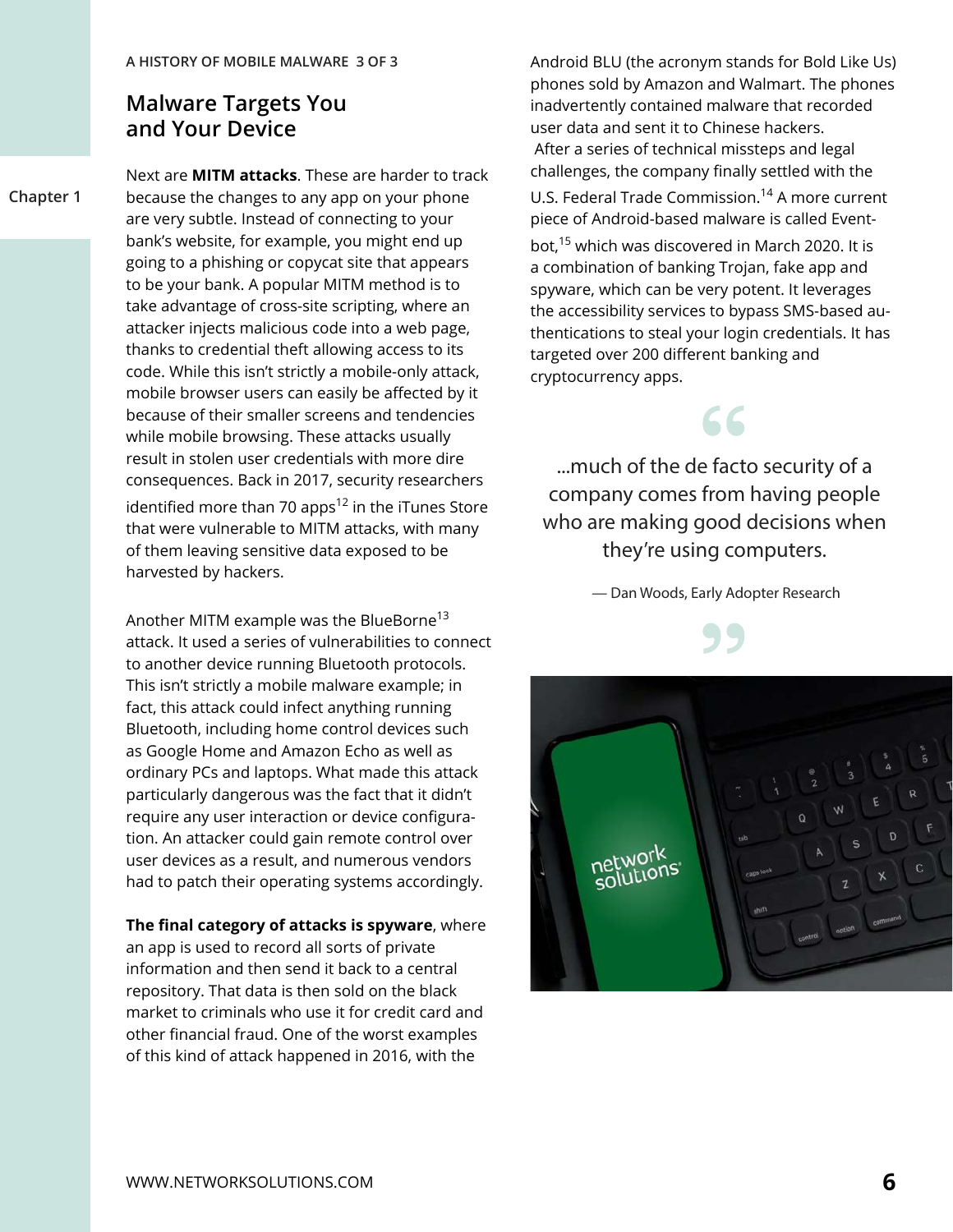## Malware Targets You and Your Device

Next are **MITM attacks**. These are harder to track because the changes to any app on your phone are very subtle. Instead of connecting to your bank's website, for example, you might end up going to a phishing or copycat site that appears to be your bank. A popular MITM method is to take advantage of cross-site scripting, where an attacker injects malicious code into a web page, thanks to credential theft allowing access to its code. While this isn't strictly a mobile-only attack, mobile browser users can easily be affected by it because of their smaller screens and tendencies while mobile browsing. These attacks usually result in stolen user credentials with more dire consequences. Back in 2017, security researchers identified more than 70 apps[12] in the iTunes Store that were vulnerable to MITM attacks, with many of them leaving sensitive data exposed to be harvested by hackers.

Another MITM example was the BlueBorne[13] attack. It used a series of vulnerabilities to connect to another device running Bluetooth protocols. This isn't strictly a mobile malware example; in fact, this attack could infect anything running Bluetooth, including home control devices such as Google Home and Amazon Echo as well as ordinary PCs and laptops. What made this attack particularly dangerous was the fact that it didn't require any user interaction or device configuration. An attacker could gain remote control over user devices as a result, and numerous vendors had to patch their operating systems accordingly.

**The final category of attacks is spyware**, where an app is used to record all sorts of private information and then send it back to a central repository. That data is then sold on the black market to criminals who use it for credit card and other financial fraud. One of the worst examples of this kind of attack happened in 2016, with the Android BLU (the acronym stands for Bold Like Us) phones sold by Amazon and Walmart. The phones inadvertently contained malware that recorded user data and sent it to Chinese hackers. After a series of technical missteps and legal challenges, the company finally settled with the U.S. Federal Trade Commission.[14] A more current piece of Android-based malware is called Eventbot,[15] which was discovered in March 2020. It is a combination of banking Trojan, fake app and spyware, which can be very potent. It leverages the accessibility services to bypass SMS-based authentications to steal your login credentials. It has targeted over 200 different banking and cryptocurrency apps.

> "...much of the de facto security of a company comes from having people who are making good decisions when they're using computers."
>
> — Dan Woods, Early Adopter Research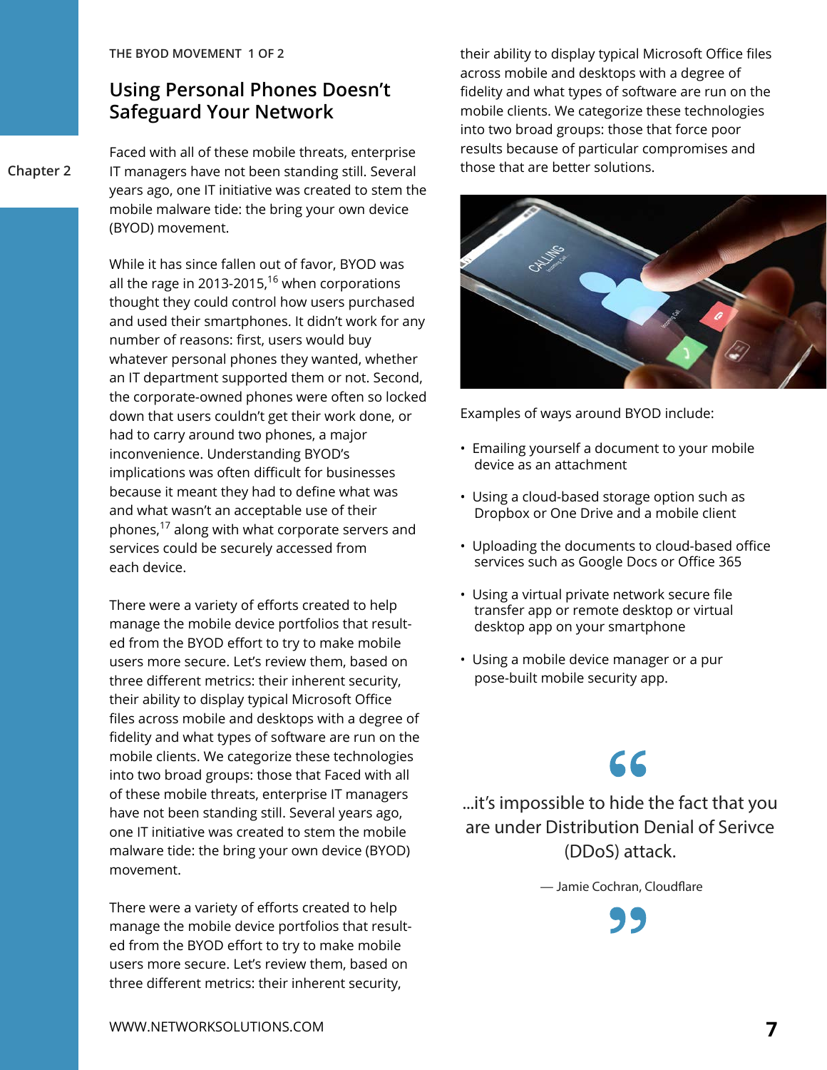THE BYOD MOVEMENT 1 OF 2

## Using Personal Phones Doesn't Safeguard Your Network

Faced with all of these mobile threats, enterprise IT managers have not been standing still. Several years ago, one IT initiative was created to stem the mobile malware tide: the bring your own device (BYOD) movement.

While it has since fallen out of favor, BYOD was all the rage in 2013-2015,[16] when corporations thought they could control how users purchased and used their smartphones. It didn't work for any number of reasons: first, users would buy whatever personal phones they wanted, whether an IT department supported them or not. Second, the corporate-owned phones were often so locked down that users couldn't get their work done, or had to carry around two phones, a major inconvenience. Understanding BYOD's implications was often difficult for businesses because it meant they had to define what was and what wasn't an acceptable use of their phones,[17] along with what corporate servers and services could be securely accessed from each device.

There were a variety of efforts created to help manage the mobile device portfolios that resulted from the BYOD effort to try to make mobile users more secure. Let's review them, based on three different metrics: their inherent security, their ability to display typical Microsoft Office files across mobile and desktops with a degree of fidelity and what types of software are run on the mobile clients. We categorize these technologies into two broad groups: those that Faced with all of these mobile threats, enterprise IT managers have not been standing still. Several years ago, one IT initiative was created to stem the mobile malware tide: the bring your own device (BYOD) movement.

There were a variety of efforts created to help manage the mobile device portfolios that resulted from the BYOD effort to try to make mobile users more secure. Let's review them, based on three different metrics: their inherent security, their ability to display typical Microsoft Office files across mobile and desktops with a degree of fidelity and what types of software are run on the mobile clients. We categorize these technologies into two broad groups: those that force poor results because of particular compromises and those that are better solutions.

Examples of ways around BYOD include:

- Emailing yourself a document to your mobile device as an attachment
- Using a cloud-based storage option such as Dropbox or One Drive and a mobile client
- Uploading the documents to cloud-based office services such as Google Docs or Office 365
- Using a virtual private network secure file transfer app or remote desktop or virtual desktop app on your smartphone
- Using a mobile device manager or a pur pose-built mobile security app.

> ...it's impossible to hide the fact that you are under Distribution Denial of Serivce (DDoS) attack.
>
> — Jamie Cochran, Cloudflare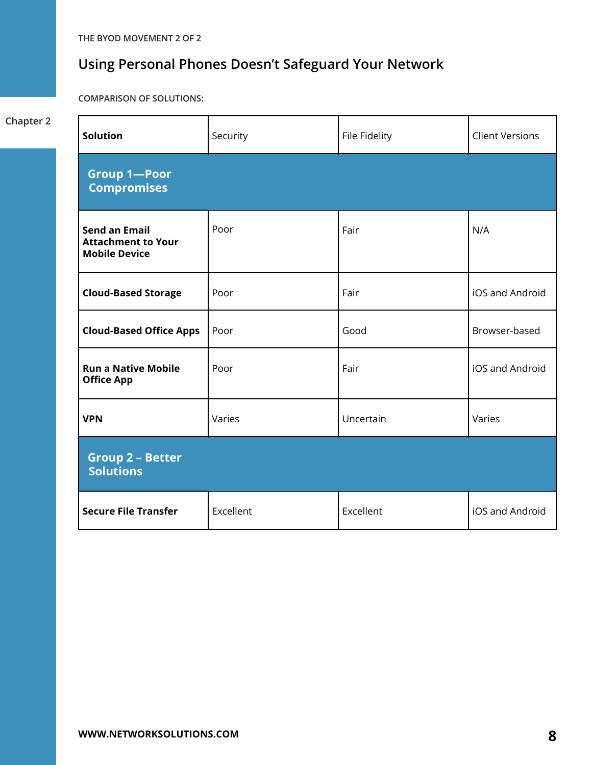THE BYOD MOVEMENT 2 OF 2

## Using Personal Phones Doesn't Safeguard Your Network

COMPARISON OF SOLUTIONS:

| Solution | Security | File Fidelity | Client Versions |
|---|---|---|---|
| **Group 1—Poor Compromises** | | | |
| **Send an Email Attachment to Your Mobile Device** | Poor | Fair | N/A |
| **Cloud-Based Storage** | Poor | Fair | iOS and Android |
| **Cloud-Based Office Apps** | Poor | Good | Browser-based |
| **Run a Native Mobile Office App** | Poor | Fair | iOS and Android |
| **VPN** | Varies | Uncertain | Varies |
| **Group 2 – Better Solutions** | | | |
| **Secure File Transfer** | Excellent | Excellent | iOS and Android |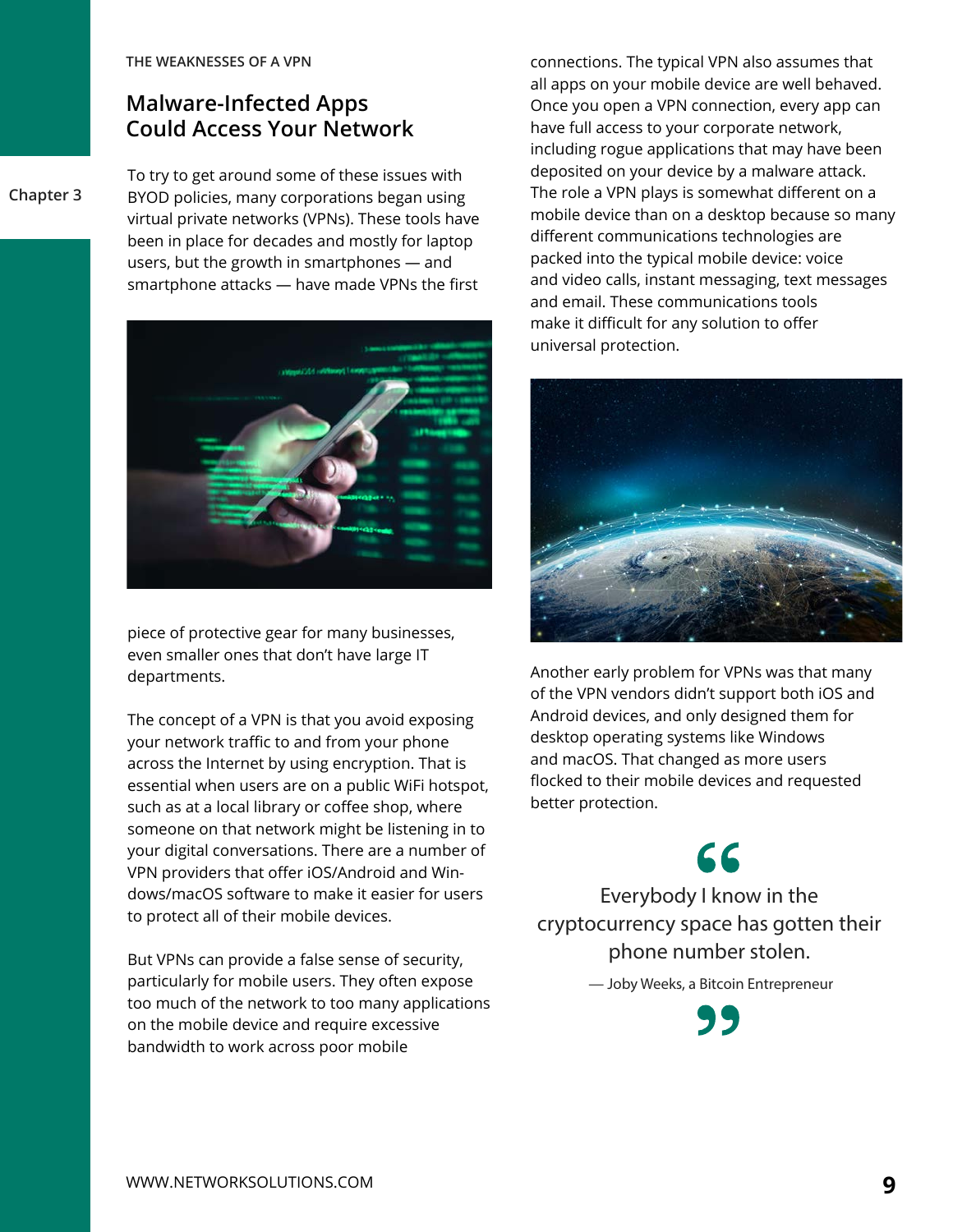THE WEAKNESSES OF A VPN

## Malware-Infected Apps Could Access Your Network

To try to get around some of these issues with BYOD policies, many corporations began using virtual private networks (VPNs). These tools have been in place for decades and mostly for laptop users, but the growth in smartphones — and smartphone attacks — have made VPNs the first piece of protective gear for many businesses, even smaller ones that don't have large IT departments.

The concept of a VPN is that you avoid exposing your network traffic to and from your phone across the Internet by using encryption. That is essential when users are on a public WiFi hotspot, such as at a local library or coffee shop, where someone on that network might be listening in to your digital conversations. There are a number of VPN providers that offer iOS/Android and Windows/macOS software to make it easier for users to protect all of their mobile devices.

But VPNs can provide a false sense of security, particularly for mobile users. They often expose too much of the network to too many applications on the mobile device and require excessive bandwidth to work across poor mobile connections. The typical VPN also assumes that all apps on your mobile device are well behaved. Once you open a VPN connection, every app can have full access to your corporate network, including rogue applications that may have been deposited on your device by a malware attack. The role a VPN plays is somewhat different on a mobile device than on a desktop because so many different communications technologies are packed into the typical mobile device: voice and video calls, instant messaging, text messages and email. These communications tools make it difficult for any solution to offer universal protection.

Another early problem for VPNs was that many of the VPN vendors didn't support both iOS and Android devices, and only designed them for desktop operating systems like Windows and macOS. That changed as more users flocked to their mobile devices and requested better protection.

> Everybody I know in the cryptocurrency space has gotten their phone number stolen.
>
> — Joby Weeks, a Bitcoin Entrepreneur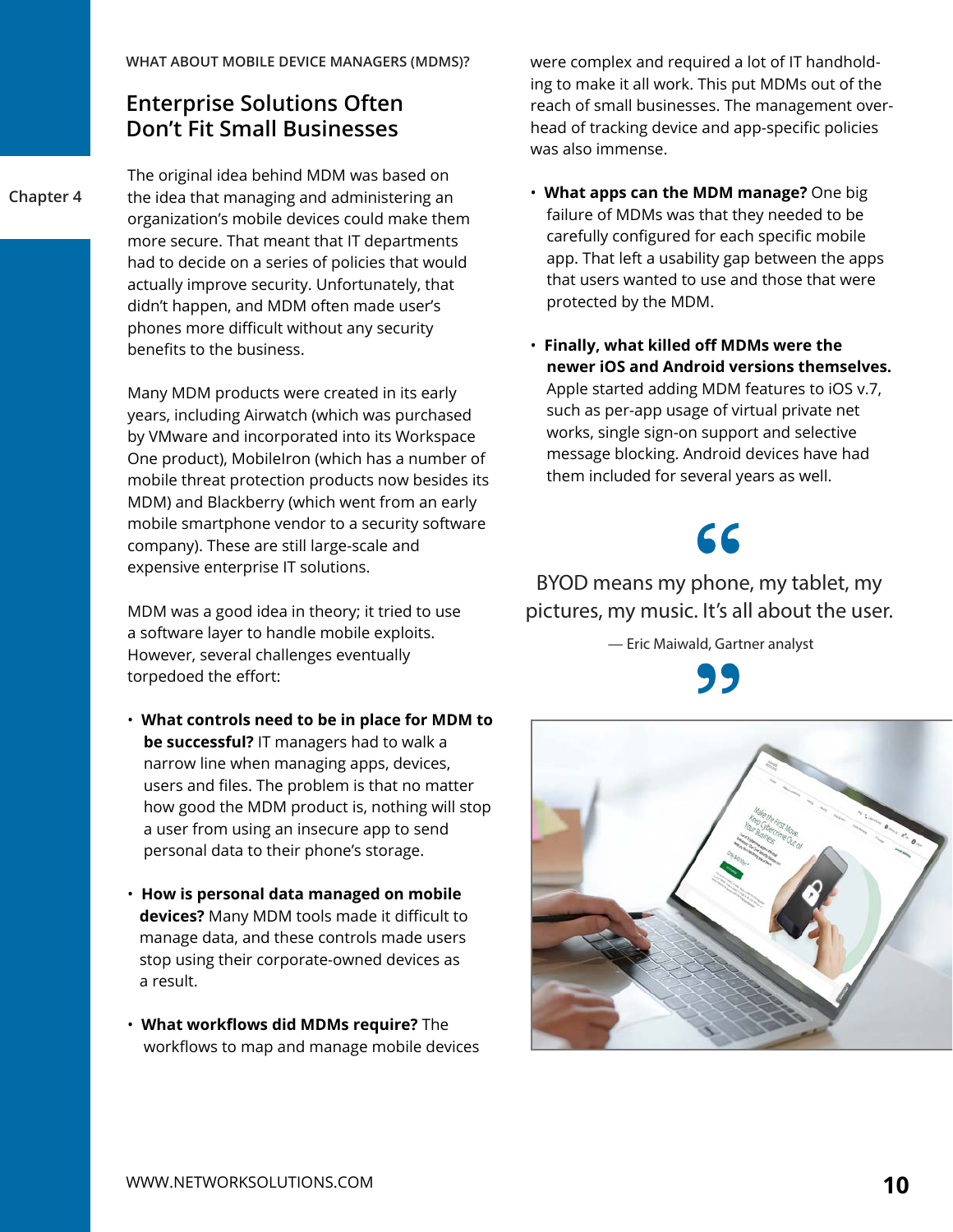WHAT ABOUT MOBILE DEVICE MANAGERS (MDMS)?

## Enterprise Solutions Often Don't Fit Small Businesses

The original idea behind MDM was based on the idea that managing and administering an organization's mobile devices could make them more secure. That meant that IT departments had to decide on a series of policies that would actually improve security. Unfortunately, that didn't happen, and MDM often made user's phones more difficult without any security benefits to the business.

Many MDM products were created in its early years, including Airwatch (which was purchased by VMware and incorporated into its Workspace One product), MobileIron (which has a number of mobile threat protection products now besides its MDM) and Blackberry (which went from an early mobile smartphone vendor to a security software company). These are still large-scale and expensive enterprise IT solutions.

MDM was a good idea in theory; it tried to use a software layer to handle mobile exploits. However, several challenges eventually torpedoed the effort:

- **What controls need to be in place for MDM to be successful?** IT managers had to walk a narrow line when managing apps, devices, users and files. The problem is that no matter how good the MDM product is, nothing will stop a user from using an insecure app to send personal data to their phone's storage.
- **How is personal data managed on mobile devices?** Many MDM tools made it difficult to manage data, and these controls made users stop using their corporate-owned devices as a result.
- **What workflows did MDMs require?** The workflows to map and manage mobile devices were complex and required a lot of IT handholding to make it all work. This put MDMs out of the reach of small businesses. The management overhead of tracking device and app-specific policies was also immense.
- **What apps can the MDM manage?** One big failure of MDMs was that they needed to be carefully configured for each specific mobile app. That left a usability gap between the apps that users wanted to use and those that were protected by the MDM.
- **Finally, what killed off MDMs were the newer iOS and Android versions themselves.** Apple started adding MDM features to iOS v.7, such as per-app usage of virtual private networks, single sign-on support and selective message blocking. Android devices have had them included for several years as well.

> BYOD means my phone, my tablet, my pictures, my music. It's all about the user.
>
> — Eric Maiwald, Gartner analyst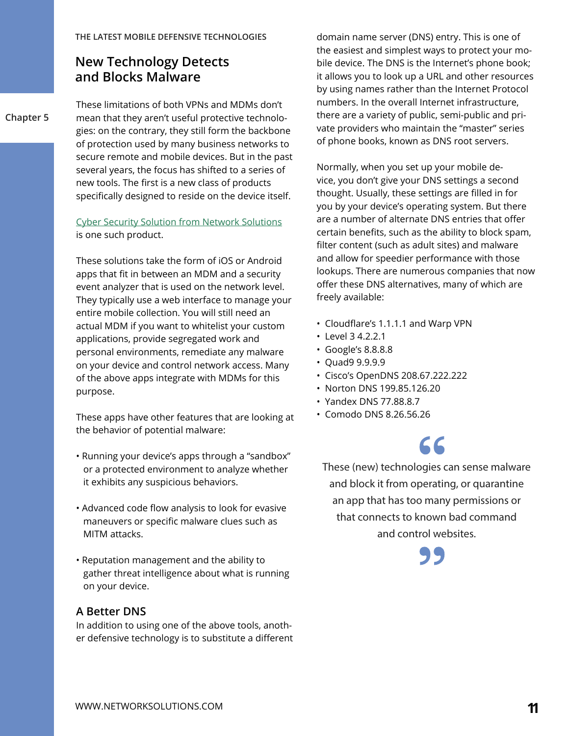THE LATEST MOBILE DEFENSIVE TECHNOLOGIES

## New Technology Detects and Blocks Malware

These limitations of both VPNs and MDMs don't mean that they aren't useful protective technologies: on the contrary, they still form the backbone of protection used by many business networks to secure remote and mobile devices. But in the past several years, the focus has shifted to a series of new tools. The first is a new class of products specifically designed to reside on the device itself.

Cyber Security Solution from Network Solutions is one such product.

These solutions take the form of iOS or Android apps that fit in between an MDM and a security event analyzer that is used on the network level. They typically use a web interface to manage your entire mobile collection. You will still need an actual MDM if you want to whitelist your custom applications, provide segregated work and personal environments, remediate any malware on your device and control network access. Many of the above apps integrate with MDMs for this purpose.

These apps have other features that are looking at the behavior of potential malware:

- Running your device's apps through a "sandbox" or a protected environment to analyze whether it exhibits any suspicious behaviors.
- Advanced code flow analysis to look for evasive maneuvers or specific malware clues such as MITM attacks.
- Reputation management and the ability to gather threat intelligence about what is running on your device.

### A Better DNS

In addition to using one of the above tools, another defensive technology is to substitute a different domain name server (DNS) entry. This is one of the easiest and simplest ways to protect your mobile device. The DNS is the Internet's phone book; it allows you to look up a URL and other resources by using names rather than the Internet Protocol numbers. In the overall Internet infrastructure, there are a variety of public, semi-public and private providers who maintain the "master" series of phone books, known as DNS root servers.

Normally, when you set up your mobile device, you don't give your DNS settings a second thought. Usually, these settings are filled in for you by your device's operating system. But there are a number of alternate DNS entries that offer certain benefits, such as the ability to block spam, filter content (such as adult sites) and malware and allow for speedier performance with those lookups. There are numerous companies that now offer these DNS alternatives, many of which are freely available:

- Cloudflare's 1.1.1.1 and Warp VPN
- Level 3 4.2.2.1
- Google's 8.8.8.8
- Quad9 9.9.9.9
- Cisco's OpenDNS 208.67.222.222
- Norton DNS 199.85.126.20
- Yandex DNS 77.88.8.7
- Comodo DNS 8.26.56.26

> "These (new) technologies can sense malware and block it from operating, or quarantine an app that has too many permissions or that connects to known bad command and control websites."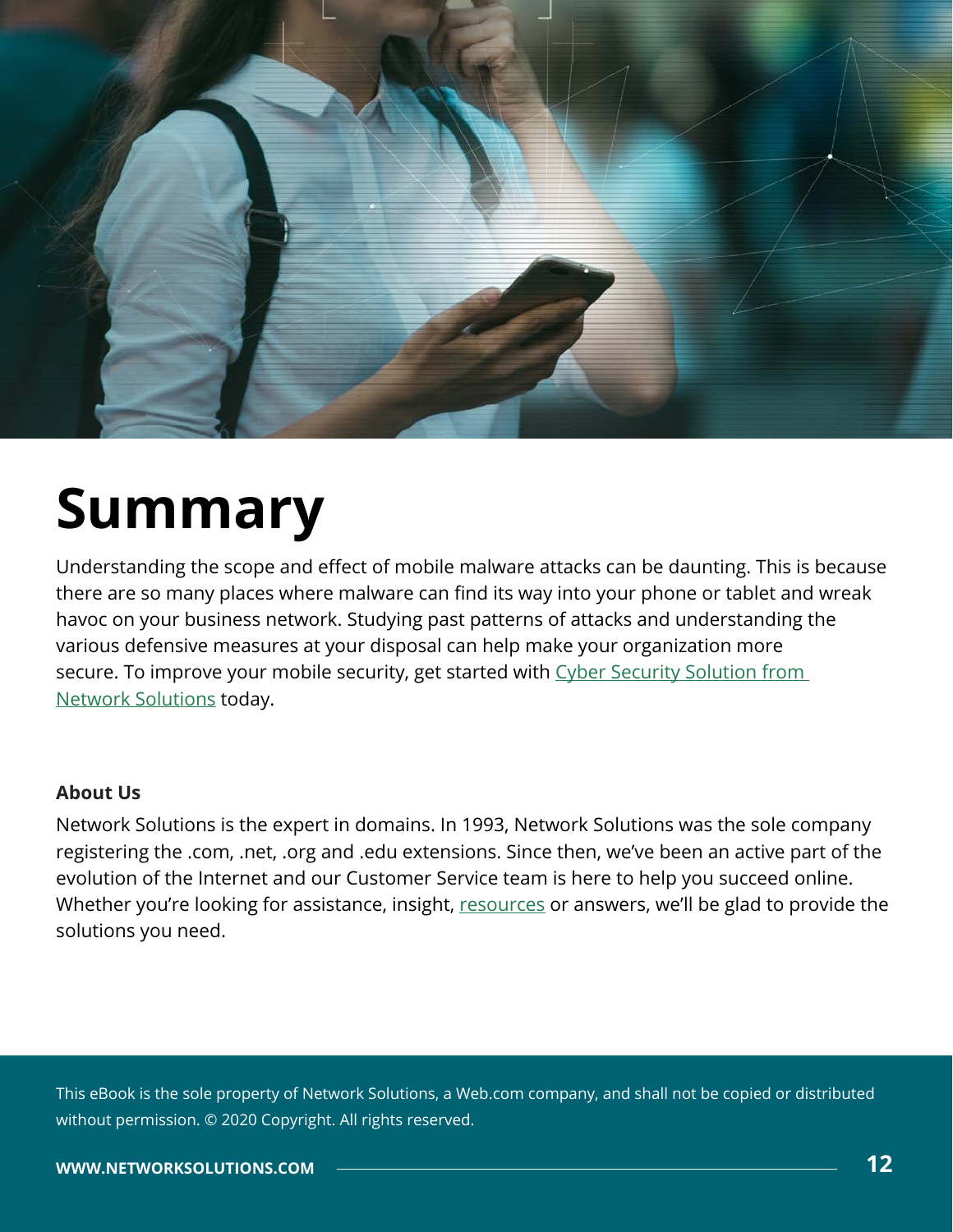# Summary

Understanding the scope and effect of mobile malware attacks can be daunting. This is because there are so many places where malware can find its way into your phone or tablet and wreak havoc on your business network. Studying past patterns of attacks and understanding the various defensive measures at your disposal can help make your organization more secure. To improve your mobile security, get started with Cyber Security Solution from Network Solutions today.

**About Us**

Network Solutions is the expert in domains. In 1993, Network Solutions was the sole company registering the .com, .net, .org and .edu extensions. Since then, we've been an active part of the evolution of the Internet and our Customer Service team is here to help you succeed online. Whether you're looking for assistance, insight, resources or answers, we'll be glad to provide the solutions you need.

This eBook is the sole property of Network Solutions, a Web.com company, and shall not be copied or distributed without permission. © 2020 Copyright. All rights reserved.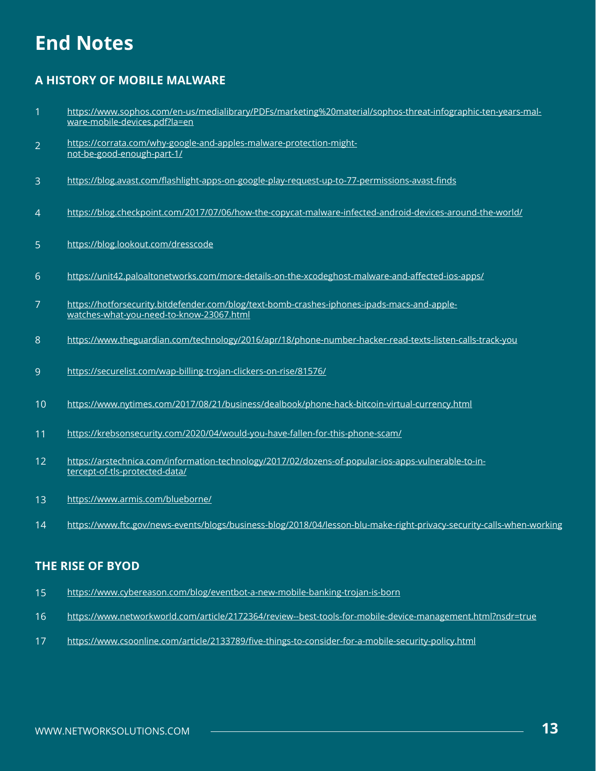# End Notes

## A HISTORY OF MOBILE MALWARE

1. https://www.sophos.com/en-us/medialibrary/PDFs/marketing%20material/sophos-threat-infographic-ten-years-malware-mobile-devices.pdf?la=en
2. https://corrata.com/why-google-and-apples-malware-protection-might-not-be-good-enough-part-1/
3. https://blog.avast.com/flashlight-apps-on-google-play-request-up-to-77-permissions-avast-finds
4. https://blog.checkpoint.com/2017/07/06/how-the-copycat-malware-infected-android-devices-around-the-world/
5. https://blog.lookout.com/dresscode
6. https://unit42.paloaltonetworks.com/more-details-on-the-xcodeghost-malware-and-affected-ios-apps/
7. https://hotforsecurity.bitdefender.com/blog/text-bomb-crashes-iphones-ipads-macs-and-apple-watches-what-you-need-to-know-23067.html
8. https://www.theguardian.com/technology/2016/apr/18/phone-number-hacker-read-texts-listen-calls-track-you
9. https://securelist.com/wap-billing-trojan-clickers-on-rise/81576/
10. https://www.nytimes.com/2017/08/21/business/dealbook/phone-hack-bitcoin-virtual-currency.html
11. https://krebsonsecurity.com/2020/04/would-you-have-fallen-for-this-phone-scam/
12. https://arstechnica.com/information-technology/2017/02/dozens-of-popular-ios-apps-vulnerable-to-intercept-of-tls-protected-data/
13. https://www.armis.com/blueborne/
14. https://www.ftc.gov/news-events/blogs/business-blog/2018/04/lesson-blu-make-right-privacy-security-calls-when-working

## THE RISE OF BYOD

15. https://www.cybereason.com/blog/eventbot-a-new-mobile-banking-trojan-is-born
16. https://www.networkworld.com/article/2172364/review--best-tools-for-mobile-device-management.html?nsdr=true
17. https://www.csoonline.com/article/2133789/five-things-to-consider-for-a-mobile-security-policy.html